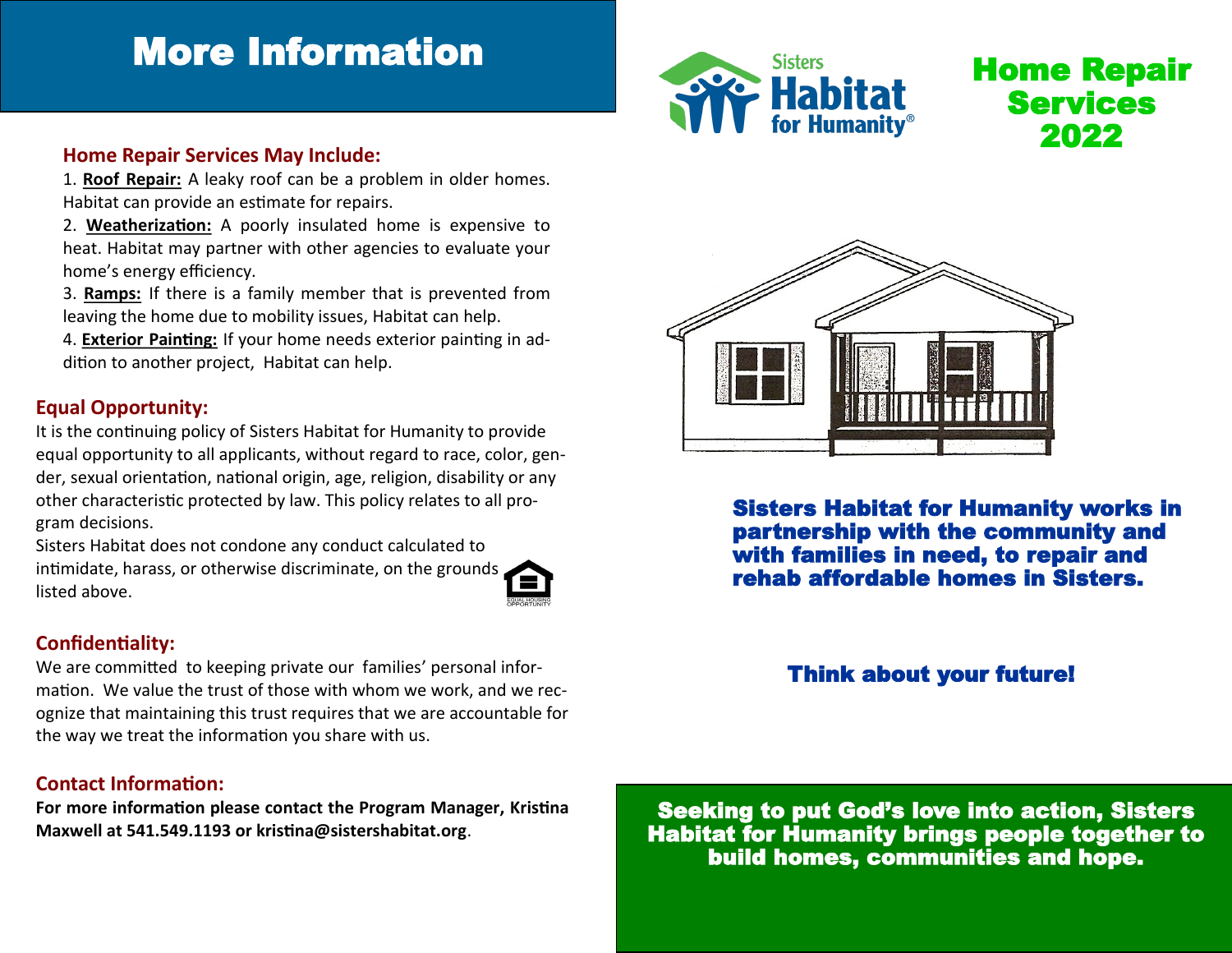# More Information

### Home Repair Services May Include:

1. **Roof Repair:** A leaky roof can be a problem in older homes. Habitat can provide an estimate for repairs.
2. **Weatherization:** A poorly insulated home is expensive to heat. Habitat may partner with other agencies to evaluate your home's energy efficiency.
3. **Ramps:** If there is a family member that is prevented from leaving the home due to mobility issues, Habitat can help.
4. **Exterior Painting:** If your home needs exterior painting in addition to another project, Habitat can help.

### Equal Opportunity:

It is the continuing policy of Sisters Habitat for Humanity to provide equal opportunity to all applicants, without regard to race, color, gender, sexual orientation, national origin, age, religion, disability or any other characteristic protected by law. This policy relates to all program decisions.

Sisters Habitat does not condone any conduct calculated to intimidate, harass, or otherwise discriminate, on the grounds listed above.

EQUAL HOUSING OPPORTUNITY

### Confidentiality:

We are committed to keeping private our families' personal information. We value the trust of those with whom we work, and we recognize that maintaining this trust requires that we are accountable for the way we treat the information you share with us.

### Contact Information:

**For more information please contact the Program Manager, Kristina Maxwell at 541.549.1193 or kristina@sistershabitat.org**.

Sisters Habitat for Humanity®

# Home Repair Services 2022

**Sisters Habitat for Humanity works in partnership with the community and with families in need, to repair and rehab affordable homes in Sisters.**

**Think about your future!**

**Seeking to put God's love into action, Sisters Habitat for Humanity brings people together to build homes, communities and hope.**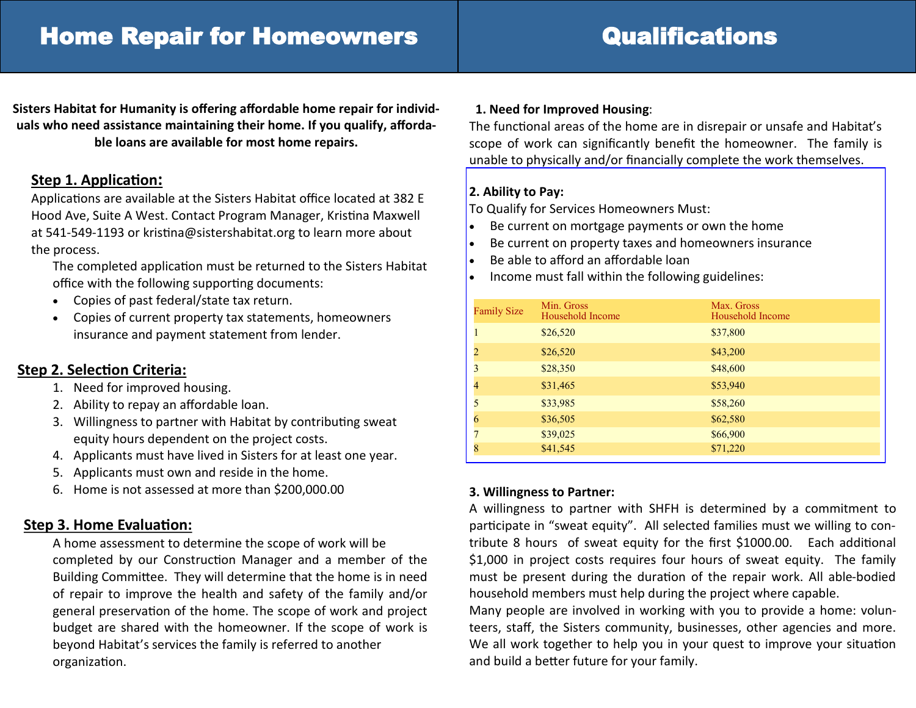# Home Repair for Homeowners

**Sisters Habitat for Humanity is offering affordable home repair for individuals who need assistance maintaining their home. If you qualify, affordable loans are available for most home repairs.**

## Step 1. Application:

Applications are available at the Sisters Habitat office located at 382 E Hood Ave, Suite A West. Contact Program Manager, Kristina Maxwell at 541-549-1193 or kristina@sistershabitat.org to learn more about the process.

The completed application must be returned to the Sisters Habitat office with the following supporting documents:

- Copies of past federal/state tax return.
- Copies of current property tax statements, homeowners insurance and payment statement from lender.

## Step 2. Selection Criteria:

1. Need for improved housing.
2. Ability to repay an affordable loan.
3. Willingness to partner with Habitat by contributing sweat equity hours dependent on the project costs.
4. Applicants must have lived in Sisters for at least one year.
5. Applicants must own and reside in the home.
6. Home is not assessed at more than $200,000.00

## Step 3. Home Evaluation:

A home assessment to determine the scope of work will be completed by our Construction Manager and a member of the Building Committee. They will determine that the home is in need of repair to improve the health and safety of the family and/or general preservation of the home. The scope of work and project budget are shared with the homeowner. If the scope of work is beyond Habitat's services the family is referred to another organization.

# Qualifications

**1. Need for Improved Housing**:

The functional areas of the home are in disrepair or unsafe and Habitat's scope of work can significantly benefit the homeowner. The family is unable to physically and/or financially complete the work themselves.

**2. Ability to Pay:**

To Qualify for Services Homeowners Must:

- Be current on mortgage payments or own the home
- Be current on property taxes and homeowners insurance
- Be able to afford an affordable loan
- Income must fall within the following guidelines:

| Family Size | Min. Gross Household Income | Max. Gross Household Income |
|---|---|---|
| 1 | $26,520 | $37,800 |
| 2 | $26,520 | $43,200 |
| 3 | $28,350 | $48,600 |
| 4 | $31,465 | $53,940 |
| 5 | $33,985 | $58,260 |
| 6 | $36,505 | $62,580 |
| 7 | $39,025 | $66,900 |
| 8 | $41,545 | $71,220 |

**3. Willingness to Partner:**

A willingness to partner with SHFH is determined by a commitment to participate in "sweat equity". All selected families must we willing to contribute 8 hours of sweat equity for the first $1000.00. Each additional $1,000 in project costs requires four hours of sweat equity. The family must be present during the duration of the repair work. All able-bodied household members must help during the project where capable.

Many people are involved in working with you to provide a home: volunteers, staff, the Sisters community, businesses, other agencies and more. We all work together to help you in your quest to improve your situation and build a better future for your family.